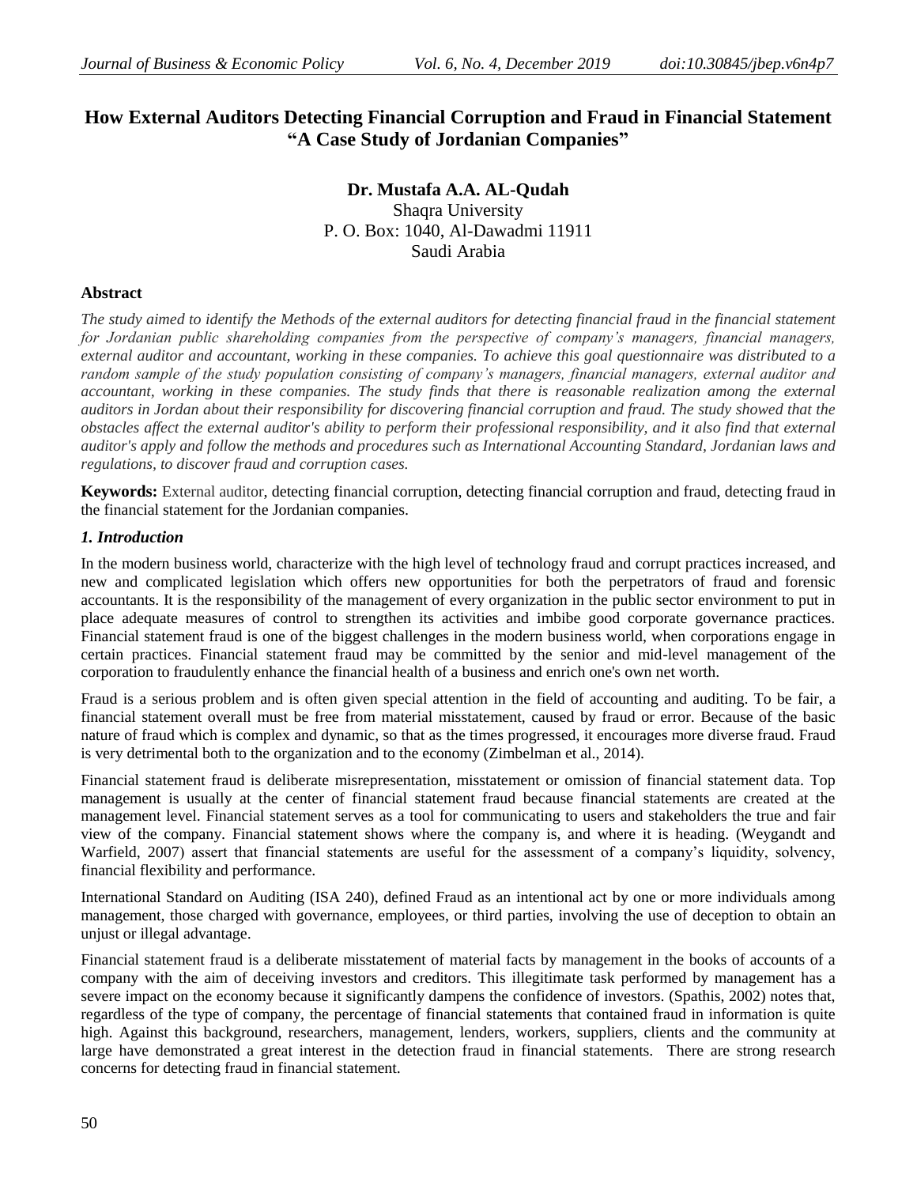# How External Auditors Detecting Financial Corruption and Fraud in Financial Statement "A Case Study of Jordanian Companies"

**Dr. Mustafa A.A. AL-Qudah**
Shaqra University
P. O. Box: 1040, Al-Dawadmi 11911
Saudi Arabia

## Abstract

*The study aimed to identify the Methods of the external auditors for detecting financial fraud in the financial statement for Jordanian public shareholding companies from the perspective of company's managers, financial managers, external auditor and accountant, working in these companies. To achieve this goal questionnaire was distributed to a random sample of the study population consisting of company's managers, financial managers, external auditor and accountant, working in these companies. The study finds that there is reasonable realization among the external auditors in Jordan about their responsibility for discovering financial corruption and fraud. The study showed that the obstacles affect the external auditor's ability to perform their professional responsibility, and it also find that external auditor's apply and follow the methods and procedures such as International Accounting Standard, Jordanian laws and regulations, to discover fraud and corruption cases.*

**Keywords:** External auditor, detecting financial corruption, detecting financial corruption and fraud, detecting fraud in the financial statement for the Jordanian companies.

## *1. Introduction*

In the modern business world, characterize with the high level of technology fraud and corrupt practices increased, and new and complicated legislation which offers new opportunities for both the perpetrators of fraud and forensic accountants. It is the responsibility of the management of every organization in the public sector environment to put in place adequate measures of control to strengthen its activities and imbibe good corporate governance practices. Financial statement fraud is one of the biggest challenges in the modern business world, when corporations engage in certain practices. Financial statement fraud may be committed by the senior and mid-level management of the corporation to fraudulently enhance the financial health of a business and enrich one's own net worth.

Fraud is a serious problem and is often given special attention in the field of accounting and auditing. To be fair, a financial statement overall must be free from material misstatement, caused by fraud or error. Because of the basic nature of fraud which is complex and dynamic, so that as the times progressed, it encourages more diverse fraud. Fraud is very detrimental both to the organization and to the economy (Zimbelman et al., 2014).

Financial statement fraud is deliberate misrepresentation, misstatement or omission of financial statement data. Top management is usually at the center of financial statement fraud because financial statements are created at the management level. Financial statement serves as a tool for communicating to users and stakeholders the true and fair view of the company. Financial statement shows where the company is, and where it is heading. (Weygandt and Warfield, 2007) assert that financial statements are useful for the assessment of a company's liquidity, solvency, financial flexibility and performance.

International Standard on Auditing (ISA 240), defined Fraud as an intentional act by one or more individuals among management, those charged with governance, employees, or third parties, involving the use of deception to obtain an unjust or illegal advantage.

Financial statement fraud is a deliberate misstatement of material facts by management in the books of accounts of a company with the aim of deceiving investors and creditors. This illegitimate task performed by management has a severe impact on the economy because it significantly dampens the confidence of investors. (Spathis, 2002) notes that, regardless of the type of company, the percentage of financial statements that contained fraud in information is quite high. Against this background, researchers, management, lenders, workers, suppliers, clients and the community at large have demonstrated a great interest in the detection fraud in financial statements. There are strong research concerns for detecting fraud in financial statement.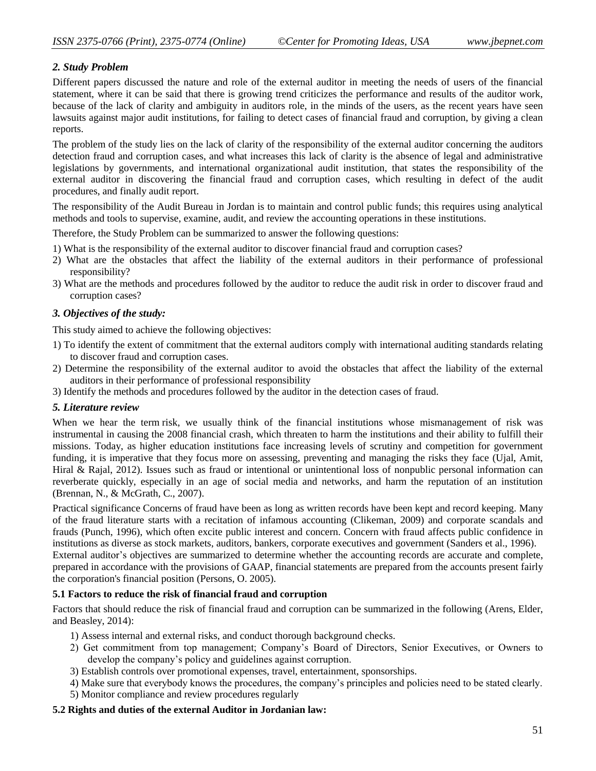### *2. Study Problem*

Different papers discussed the nature and role of the external auditor in meeting the needs of users of the financial statement, where it can be said that there is growing trend criticizes the performance and results of the auditor work, because of the lack of clarity and ambiguity in auditors role, in the minds of the users, as the recent years have seen lawsuits against major audit institutions, for failing to detect cases of financial fraud and corruption, by giving a clean reports.

The problem of the study lies on the lack of clarity of the responsibility of the external auditor concerning the auditors detection fraud and corruption cases, and what increases this lack of clarity is the absence of legal and administrative legislations by governments, and international organizational audit institution, that states the responsibility of the external auditor in discovering the financial fraud and corruption cases, which resulting in defect of the audit procedures, and finally audit report.

The responsibility of the Audit Bureau in Jordan is to maintain and control public funds; this requires using analytical methods and tools to supervise, examine, audit, and review the accounting operations in these institutions.

Therefore, the Study Problem can be summarized to answer the following questions:

1) What is the responsibility of the external auditor to discover financial fraud and corruption cases?
2) What are the obstacles that affect the liability of the external auditors in their performance of professional responsibility?
3) What are the methods and procedures followed by the auditor to reduce the audit risk in order to discover fraud and corruption cases?

### *3. Objectives of the study:*

This study aimed to achieve the following objectives:

1) To identify the extent of commitment that the external auditors comply with international auditing standards relating to discover fraud and corruption cases.
2) Determine the responsibility of the external auditor to avoid the obstacles that affect the liability of the external auditors in their performance of professional responsibility
3) Identify the methods and procedures followed by the auditor in the detection cases of fraud.

### *5. Literature review*

When we hear the term risk, we usually think of the financial institutions whose mismanagement of risk was instrumental in causing the 2008 financial crash, which threaten to harm the institutions and their ability to fulfill their missions. Today, as higher education institutions face increasing levels of scrutiny and competition for government funding, it is imperative that they focus more on assessing, preventing and managing the risks they face (Ujal, Amit, Hiral & Rajal, 2012). Issues such as fraud or intentional or unintentional loss of nonpublic personal information can reverberate quickly, especially in an age of social media and networks, and harm the reputation of an institution (Brennan, N., & McGrath, C., 2007).

Practical significance Concerns of fraud have been as long as written records have been kept and record keeping. Many of the fraud literature starts with a recitation of infamous accounting (Clikeman, 2009) and corporate scandals and frauds (Punch, 1996), which often excite public interest and concern. Concern with fraud affects public confidence in institutions as diverse as stock markets, auditors, bankers, corporate executives and government (Sanders et al., 1996).

External auditor's objectives are summarized to determine whether the accounting records are accurate and complete, prepared in accordance with the provisions of GAAP, financial statements are prepared from the accounts present fairly the corporation's financial position (Persons, O. 2005).

#### 5.1 Factors to reduce the risk of financial fraud and corruption

Factors that should reduce the risk of financial fraud and corruption can be summarized in the following (Arens, Elder, and Beasley, 2014):

1) Assess internal and external risks, and conduct thorough background checks.
2) Get commitment from top management; Company's Board of Directors, Senior Executives, or Owners to develop the company's policy and guidelines against corruption.
3) Establish controls over promotional expenses, travel, entertainment, sponsorships.
4) Make sure that everybody knows the procedures, the company's principles and policies need to be stated clearly.
5) Monitor compliance and review procedures regularly

#### 5.2 Rights and duties of the external Auditor in Jordanian law: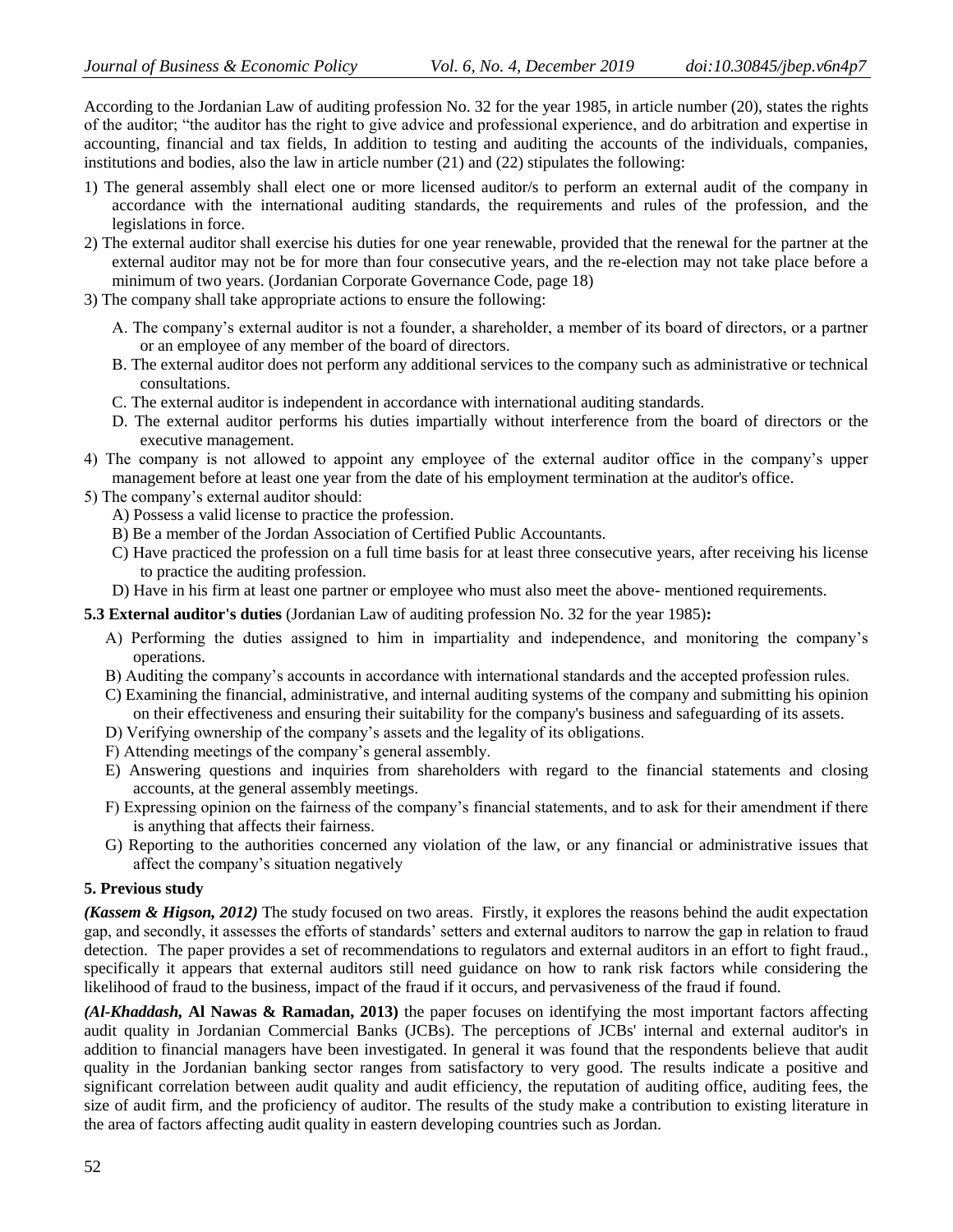According to the Jordanian Law of auditing profession No. 32 for the year 1985, in article number (20), states the rights of the auditor; "the auditor has the right to give advice and professional experience, and do arbitration and expertise in accounting, financial and tax fields, In addition to testing and auditing the accounts of the individuals, companies, institutions and bodies, also the law in article number (21) and (22) stipulates the following:

1) The general assembly shall elect one or more licensed auditor/s to perform an external audit of the company in accordance with the international auditing standards, the requirements and rules of the profession, and the legislations in force.
2) The external auditor shall exercise his duties for one year renewable, provided that the renewal for the partner at the external auditor may not be for more than four consecutive years, and the re-election may not take place before a minimum of two years. (Jordanian Corporate Governance Code, page 18)
3) The company shall take appropriate actions to ensure the following:
   - A. The company's external auditor is not a founder, a shareholder, a member of its board of directors, or a partner or an employee of any member of the board of directors.
   - B. The external auditor does not perform any additional services to the company such as administrative or technical consultations.
   - C. The external auditor is independent in accordance with international auditing standards.
   - D. The external auditor performs his duties impartially without interference from the board of directors or the executive management.
4) The company is not allowed to appoint any employee of the external auditor office in the company's upper management before at least one year from the date of his employment termination at the auditor's office.
5) The company's external auditor should:
   - A) Possess a valid license to practice the profession.
   - B) Be a member of the Jordan Association of Certified Public Accountants.
   - C) Have practiced the profession on a full time basis for at least three consecutive years, after receiving his license to practice the auditing profession.
   - D) Have in his firm at least one partner or employee who must also meet the above- mentioned requirements.

**5.3 External auditor's duties** (Jordanian Law of auditing profession No. 32 for the year 1985)**:**

- A) Performing the duties assigned to him in impartiality and independence, and monitoring the company's operations.
- B) Auditing the company's accounts in accordance with international standards and the accepted profession rules.
- C) Examining the financial, administrative, and internal auditing systems of the company and submitting his opinion on their effectiveness and ensuring their suitability for the company's business and safeguarding of its assets.
- D) Verifying ownership of the company's assets and the legality of its obligations.
- F) Attending meetings of the company's general assembly.
- E) Answering questions and inquiries from shareholders with regard to the financial statements and closing accounts, at the general assembly meetings.
- F) Expressing opinion on the fairness of the company's financial statements, and to ask for their amendment if there is anything that affects their fairness.
- G) Reporting to the authorities concerned any violation of the law, or any financial or administrative issues that affect the company's situation negatively

**5. Previous study**

***(Kassem & Higson, 2012)*** The study focused on two areas. Firstly, it explores the reasons behind the audit expectation gap, and secondly, it assesses the efforts of standards' setters and external auditors to narrow the gap in relation to fraud detection. The paper provides a set of recommendations to regulators and external auditors in an effort to fight fraud., specifically it appears that external auditors still need guidance on how to rank risk factors while considering the likelihood of fraud to the business, impact of the fraud if it occurs, and pervasiveness of the fraud if found.

***(Al-Khaddash,* Al Nawas & Ramadan, 2013)** the paper focuses on identifying the most important factors affecting audit quality in Jordanian Commercial Banks (JCBs). The perceptions of JCBs' internal and external auditor's in addition to financial managers have been investigated. In general it was found that the respondents believe that audit quality in the Jordanian banking sector ranges from satisfactory to very good. The results indicate a positive and significant correlation between audit quality and audit efficiency, the reputation of auditing office, auditing fees, the size of audit firm, and the proficiency of auditor. The results of the study make a contribution to existing literature in the area of factors affecting audit quality in eastern developing countries such as Jordan.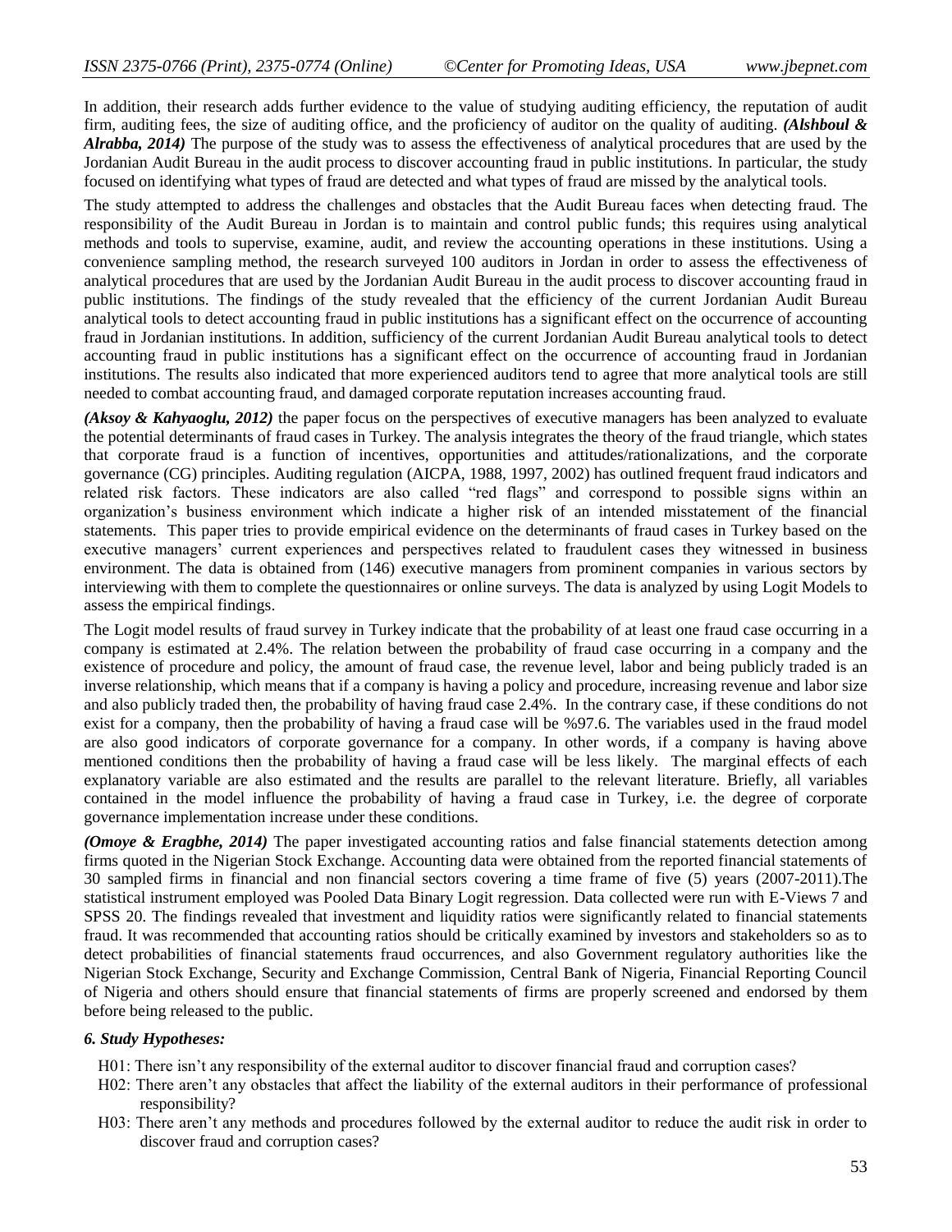In addition, their research adds further evidence to the value of studying auditing efficiency, the reputation of audit firm, auditing fees, the size of auditing office, and the proficiency of auditor on the quality of auditing. ***(Alshboul & Alrabba, 2014)*** The purpose of the study was to assess the effectiveness of analytical procedures that are used by the Jordanian Audit Bureau in the audit process to discover accounting fraud in public institutions. In particular, the study focused on identifying what types of fraud are detected and what types of fraud are missed by the analytical tools.

The study attempted to address the challenges and obstacles that the Audit Bureau faces when detecting fraud. The responsibility of the Audit Bureau in Jordan is to maintain and control public funds; this requires using analytical methods and tools to supervise, examine, audit, and review the accounting operations in these institutions. Using a convenience sampling method, the research surveyed 100 auditors in Jordan in order to assess the effectiveness of analytical procedures that are used by the Jordanian Audit Bureau in the audit process to discover accounting fraud in public institutions. The findings of the study revealed that the efficiency of the current Jordanian Audit Bureau analytical tools to detect accounting fraud in public institutions has a significant effect on the occurrence of accounting fraud in Jordanian institutions. In addition, sufficiency of the current Jordanian Audit Bureau analytical tools to detect accounting fraud in public institutions has a significant effect on the occurrence of accounting fraud in Jordanian institutions. The results also indicated that more experienced auditors tend to agree that more analytical tools are still needed to combat accounting fraud, and damaged corporate reputation increases accounting fraud.

***(Aksoy & Kahyaoglu, 2012)*** the paper focus on the perspectives of executive managers has been analyzed to evaluate the potential determinants of fraud cases in Turkey. The analysis integrates the theory of the fraud triangle, which states that corporate fraud is a function of incentives, opportunities and attitudes/rationalizations, and the corporate governance (CG) principles. Auditing regulation (AICPA, 1988, 1997, 2002) has outlined frequent fraud indicators and related risk factors. These indicators are also called "red flags" and correspond to possible signs within an organization's business environment which indicate a higher risk of an intended misstatement of the financial statements. This paper tries to provide empirical evidence on the determinants of fraud cases in Turkey based on the executive managers' current experiences and perspectives related to fraudulent cases they witnessed in business environment. The data is obtained from (146) executive managers from prominent companies in various sectors by interviewing with them to complete the questionnaires or online surveys. The data is analyzed by using Logit Models to assess the empirical findings.

The Logit model results of fraud survey in Turkey indicate that the probability of at least one fraud case occurring in a company is estimated at 2.4%. The relation between the probability of fraud case occurring in a company and the existence of procedure and policy, the amount of fraud case, the revenue level, labor and being publicly traded is an inverse relationship, which means that if a company is having a policy and procedure, increasing revenue and labor size and also publicly traded then, the probability of having fraud case 2.4%. In the contrary case, if these conditions do not exist for a company, then the probability of having a fraud case will be %97.6. The variables used in the fraud model are also good indicators of corporate governance for a company. In other words, if a company is having above mentioned conditions then the probability of having a fraud case will be less likely. The marginal effects of each explanatory variable are also estimated and the results are parallel to the relevant literature. Briefly, all variables contained in the model influence the probability of having a fraud case in Turkey, i.e. the degree of corporate governance implementation increase under these conditions.

***(Omoye & Eragbhe, 2014)*** The paper investigated accounting ratios and false financial statements detection among firms quoted in the Nigerian Stock Exchange. Accounting data were obtained from the reported financial statements of 30 sampled firms in financial and non financial sectors covering a time frame of five (5) years (2007-2011).The statistical instrument employed was Pooled Data Binary Logit regression. Data collected were run with E-Views 7 and SPSS 20. The findings revealed that investment and liquidity ratios were significantly related to financial statements fraud. It was recommended that accounting ratios should be critically examined by investors and stakeholders so as to detect probabilities of financial statements fraud occurrences, and also Government regulatory authorities like the Nigerian Stock Exchange, Security and Exchange Commission, Central Bank of Nigeria, Financial Reporting Council of Nigeria and others should ensure that financial statements of firms are properly screened and endorsed by them before being released to the public.

### *6. Study Hypotheses:*

- H01: There isn't any responsibility of the external auditor to discover financial fraud and corruption cases?
- H02: There aren't any obstacles that affect the liability of the external auditors in their performance of professional responsibility?
- H03: There aren't any methods and procedures followed by the external auditor to reduce the audit risk in order to discover fraud and corruption cases?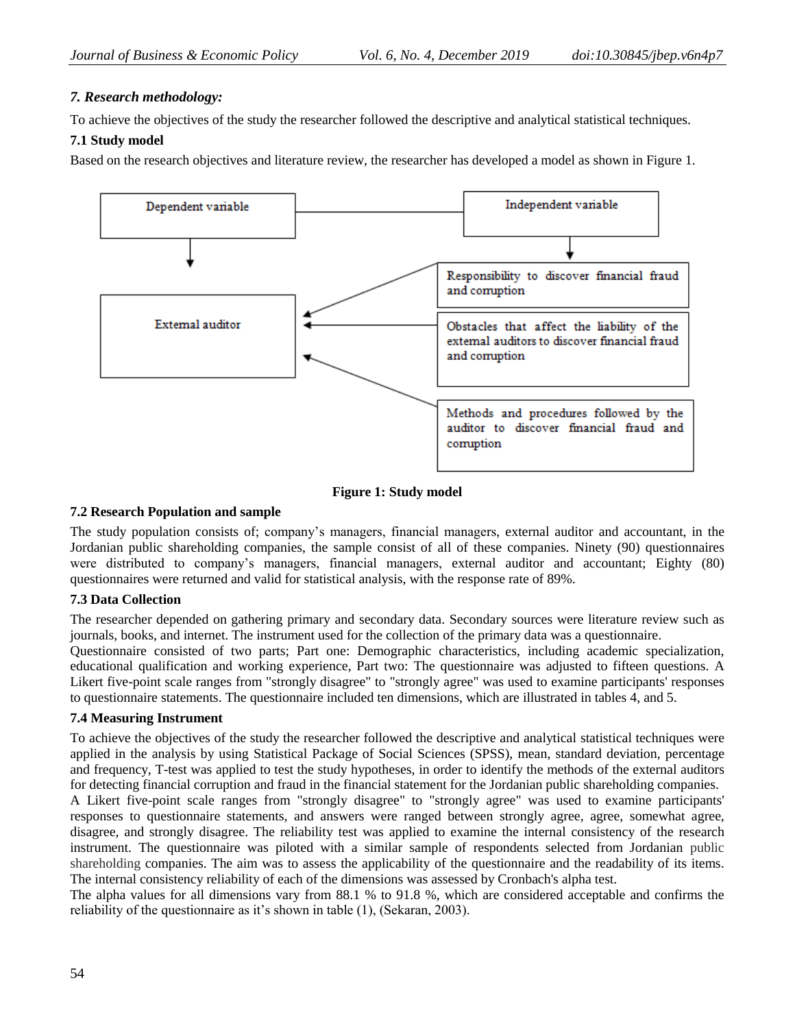### 7. Research methodology:

To achieve the objectives of the study the researcher followed the descriptive and analytical statistical techniques.

#### 7.1 Study model

Based on the research objectives and literature review, the researcher has developed a model as shown in Figure 1.

Dependent variable

External auditor

Independent variable

Responsibility to discover financial fraud and corruption

Obstacles that affect the liability of the external auditors to discover financial fraud and corruption

Methods and procedures followed by the auditor to discover financial fraud and corruption

**Figure 1: Study model**

#### 7.2 Research Population and sample

The study population consists of; company's managers, financial managers, external auditor and accountant, in the Jordanian public shareholding companies, the sample consist of all of these companies. Ninety (90) questionnaires were distributed to company's managers, financial managers, external auditor and accountant; Eighty (80) questionnaires were returned and valid for statistical analysis, with the response rate of 89%.

#### 7.3 Data Collection

The researcher depended on gathering primary and secondary data. Secondary sources were literature review such as journals, books, and internet. The instrument used for the collection of the primary data was a questionnaire.

Questionnaire consisted of two parts; Part one: Demographic characteristics, including academic specialization, educational qualification and working experience, Part two: The questionnaire was adjusted to fifteen questions. A Likert five-point scale ranges from "strongly disagree" to "strongly agree" was used to examine participants' responses to questionnaire statements. The questionnaire included ten dimensions, which are illustrated in tables 4, and 5.

#### 7.4 Measuring Instrument

To achieve the objectives of the study the researcher followed the descriptive and analytical statistical techniques were applied in the analysis by using Statistical Package of Social Sciences (SPSS), mean, standard deviation, percentage and frequency, T-test was applied to test the study hypotheses, in order to identify the methods of the external auditors for detecting financial corruption and fraud in the financial statement for the Jordanian public shareholding companies.

A Likert five-point scale ranges from "strongly disagree" to "strongly agree" was used to examine participants' responses to questionnaire statements, and answers were ranged between strongly agree, agree, somewhat agree, disagree, and strongly disagree. The reliability test was applied to examine the internal consistency of the research instrument. The questionnaire was piloted with a similar sample of respondents selected from Jordanian public shareholding companies. The aim was to assess the applicability of the questionnaire and the readability of its items. The internal consistency reliability of each of the dimensions was assessed by Cronbach's alpha test.

The alpha values for all dimensions vary from 88.1 % to 91.8 %, which are considered acceptable and confirms the reliability of the questionnaire as it's shown in table (1), (Sekaran, 2003).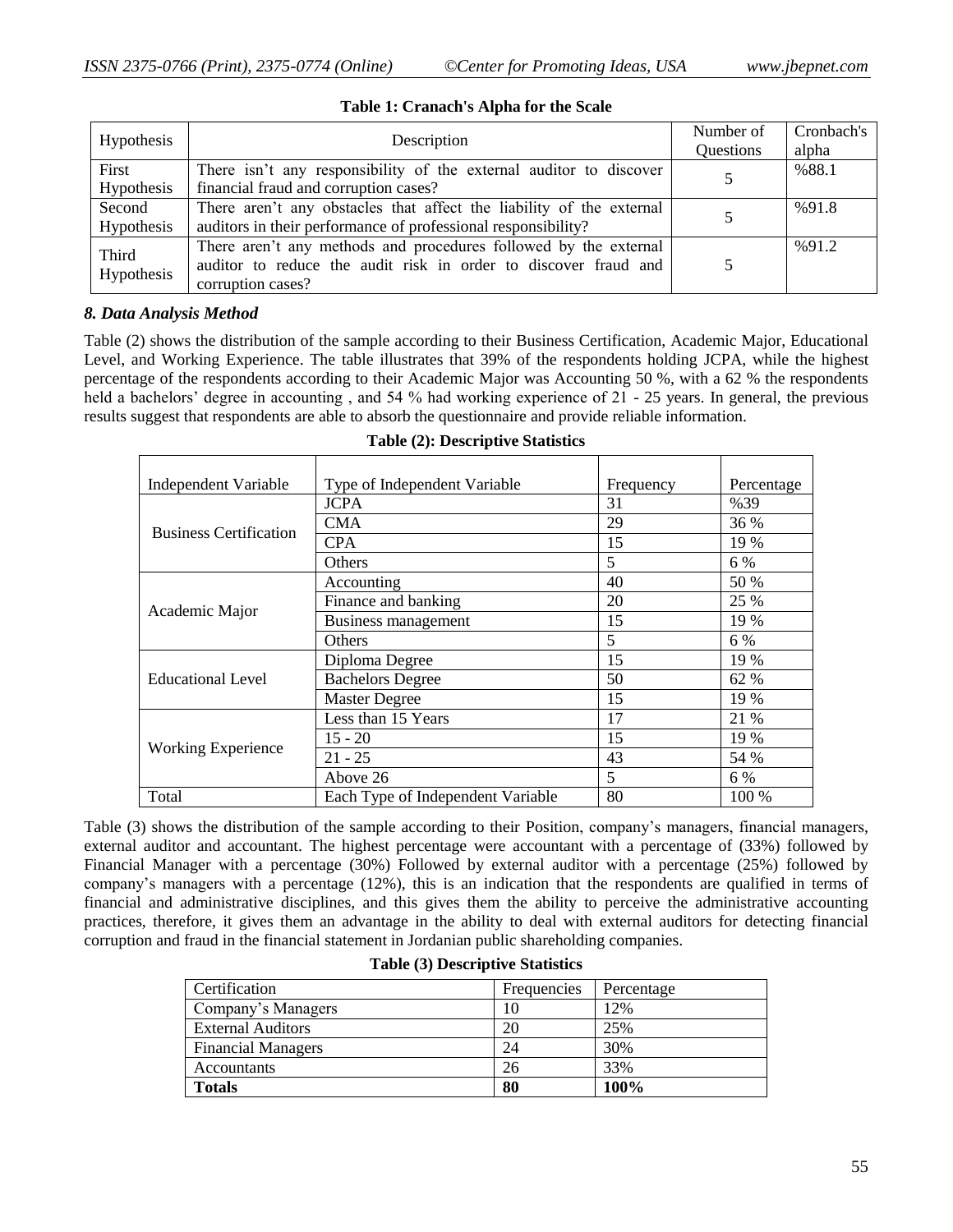**Table 1: Cranach's Alpha for the Scale**

| Hypothesis | Description | Number of Questions | Cronbach's alpha |
|---|---|---|---|
| First Hypothesis | There isn't any responsibility of the external auditor to discover financial fraud and corruption cases? | 5 | %88.1 |
| Second Hypothesis | There aren't any obstacles that affect the liability of the external auditors in their performance of professional responsibility? | 5 | %91.8 |
| Third Hypothesis | There aren't any methods and procedures followed by the external auditor to reduce the audit risk in order to discover fraud and corruption cases? | 5 | %91.2 |

### *8. Data Analysis Method*

Table (2) shows the distribution of the sample according to their Business Certification, Academic Major, Educational Level, and Working Experience. The table illustrates that 39% of the respondents holding JCPA, while the highest percentage of the respondents according to their Academic Major was Accounting 50 %, with a 62 % the respondents held a bachelors' degree in accounting , and 54 % had working experience of 21 - 25 years. In general, the previous results suggest that respondents are able to absorb the questionnaire and provide reliable information.

**Table (2): Descriptive Statistics**

| Independent Variable | Type of Independent Variable | Frequency | Percentage |
|---|---|---|---|
| Business Certification | JCPA | 31 | %39 |
| | CMA | 29 | 36 % |
| | CPA | 15 | 19 % |
| | Others | 5 | 6 % |
| Academic Major | Accounting | 40 | 50 % |
| | Finance and banking | 20 | 25 % |
| | Business management | 15 | 19 % |
| | Others | 5 | 6 % |
| Educational Level | Diploma Degree | 15 | 19 % |
| | Bachelors Degree | 50 | 62 % |
| | Master Degree | 15 | 19 % |
| Working Experience | Less than 15 Years | 17 | 21 % |
| | 15 - 20 | 15 | 19 % |
| | 21 - 25 | 43 | 54 % |
| | Above 26 | 5 | 6 % |
| Total | Each Type of Independent Variable | 80 | 100 % |

Table (3) shows the distribution of the sample according to their Position, company's managers, financial managers, external auditor and accountant. The highest percentage were accountant with a percentage of (33%) followed by Financial Manager with a percentage (30%) Followed by external auditor with a percentage (25%) followed by company's managers with a percentage (12%), this is an indication that the respondents are qualified in terms of financial and administrative disciplines, and this gives them the ability to perceive the administrative accounting practices, therefore, it gives them an advantage in the ability to deal with external auditors for detecting financial corruption and fraud in the financial statement in Jordanian public shareholding companies.

**Table (3) Descriptive Statistics**

| Certification | Frequencies | Percentage |
|---|---|---|
| Company's Managers | 10 | 12% |
| External Auditors | 20 | 25% |
| Financial Managers | 24 | 30% |
| Accountants | 26 | 33% |
| **Totals** | **80** | **100%** |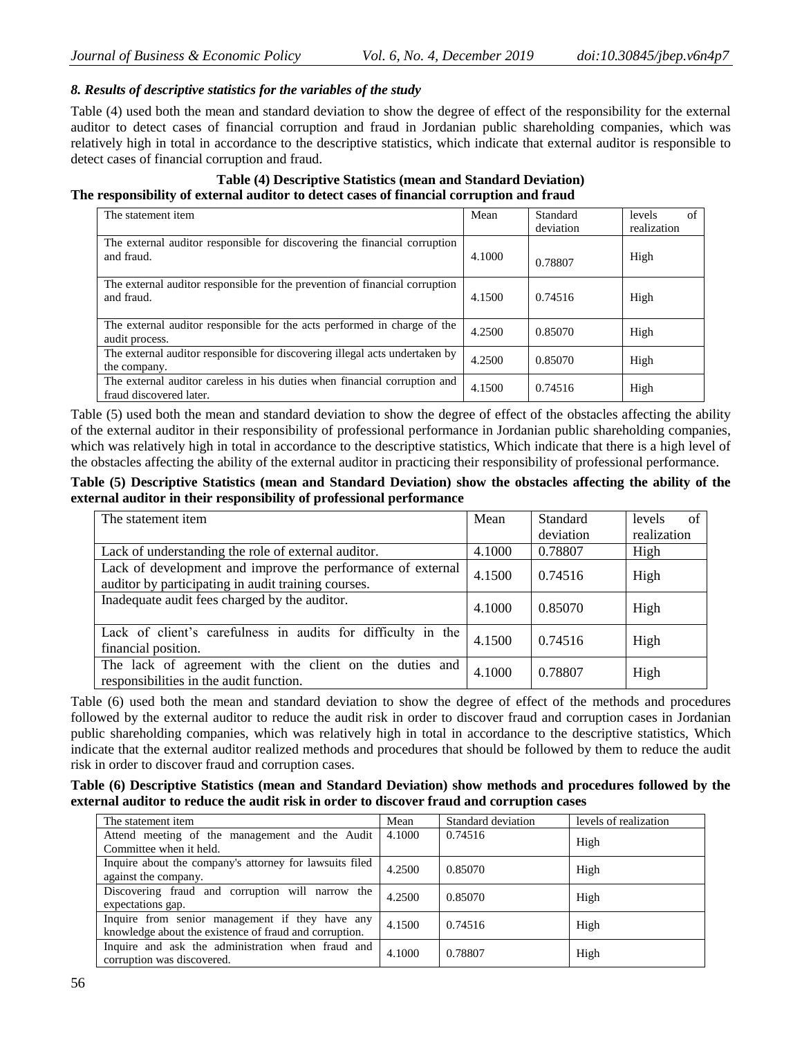### *8. Results of descriptive statistics for the variables of the study*

Table (4) used both the mean and standard deviation to show the degree of effect of the responsibility for the external auditor to detect cases of financial corruption and fraud in Jordanian public shareholding companies, which was relatively high in total in accordance to the descriptive statistics, which indicate that external auditor is responsible to detect cases of financial corruption and fraud.

**Table (4) Descriptive Statistics (mean and Standard Deviation)**
**The responsibility of external auditor to detect cases of financial corruption and fraud**

| The statement item | Mean | Standard deviation | levels of realization |
|---|---|---|---|
| The external auditor responsible for discovering the financial corruption and fraud. | 4.1000 | 0.78807 | High |
| The external auditor responsible for the prevention of financial corruption and fraud. | 4.1500 | 0.74516 | High |
| The external auditor responsible for the acts performed in charge of the audit process. | 4.2500 | 0.85070 | High |
| The external auditor responsible for discovering illegal acts undertaken by the company. | 4.2500 | 0.85070 | High |
| The external auditor careless in his duties when financial corruption and fraud discovered later. | 4.1500 | 0.74516 | High |

Table (5) used both the mean and standard deviation to show the degree of effect of the obstacles affecting the ability of the external auditor in their responsibility of professional performance in Jordanian public shareholding companies, which was relatively high in total in accordance to the descriptive statistics, Which indicate that there is a high level of the obstacles affecting the ability of the external auditor in practicing their responsibility of professional performance.

**Table (5) Descriptive Statistics (mean and Standard Deviation) show the obstacles affecting the ability of the external auditor in their responsibility of professional performance**

| The statement item | Mean | Standard deviation | levels of realization |
|---|---|---|---|
| Lack of understanding the role of external auditor. | 4.1000 | 0.78807 | High |
| Lack of development and improve the performance of external auditor by participating in audit training courses. | 4.1500 | 0.74516 | High |
| Inadequate audit fees charged by the auditor. | 4.1000 | 0.85070 | High |
| Lack of client's carefulness in audits for difficulty in the financial position. | 4.1500 | 0.74516 | High |
| The lack of agreement with the client on the duties and responsibilities in the audit function. | 4.1000 | 0.78807 | High |

Table (6) used both the mean and standard deviation to show the degree of effect of the methods and procedures followed by the external auditor to reduce the audit risk in order to discover fraud and corruption cases in Jordanian public shareholding companies, which was relatively high in total in accordance to the descriptive statistics, Which indicate that the external auditor realized methods and procedures that should be followed by them to reduce the audit risk in order to discover fraud and corruption cases.

**Table (6) Descriptive Statistics (mean and Standard Deviation) show methods and procedures followed by the external auditor to reduce the audit risk in order to discover fraud and corruption cases**

| The statement item | Mean | Standard deviation | levels of realization |
|---|---|---|---|
| Attend meeting of the management and the Audit Committee when it held. | 4.1000 | 0.74516 | High |
| Inquire about the company's attorney for lawsuits filed against the company. | 4.2500 | 0.85070 | High |
| Discovering fraud and corruption will narrow the expectations gap. | 4.2500 | 0.85070 | High |
| Inquire from senior management if they have any knowledge about the existence of fraud and corruption. | 4.1500 | 0.74516 | High |
| Inquire and ask the administration when fraud and corruption was discovered. | 4.1000 | 0.78807 | High |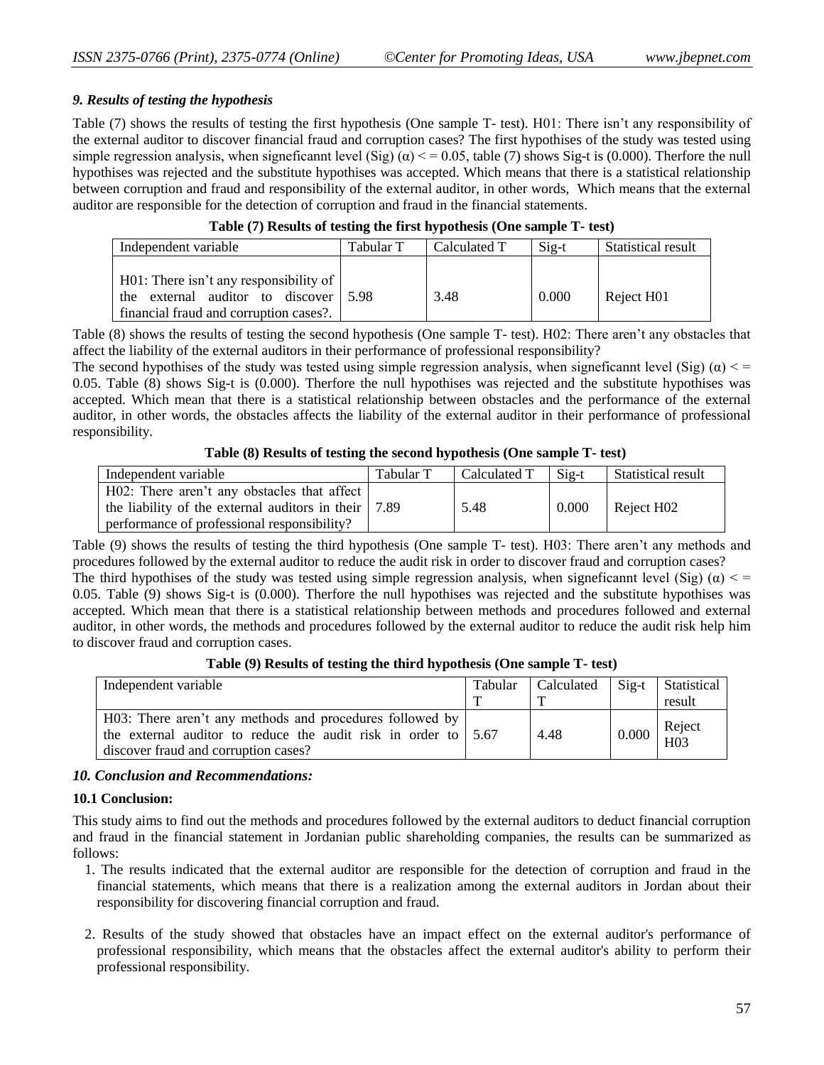### *9. Results of testing the hypothesis*

Table (7) shows the results of testing the first hypothesis (One sample T- test). H01: There isn't any responsibility of the external auditor to discover financial fraud and corruption cases? The first hypothises of the study was tested using simple regression analysis, when signeficannt level (Sig) (α) < = 0.05, table (7) shows Sig-t is (0.000). Therfore the null hypothises was rejected and the substitute hypothises was accepted. Which means that there is a statistical relationship between corruption and fraud and responsibility of the external auditor, in other words, Which means that the external auditor are responsible for the detection of corruption and fraud in the financial statements.

**Table (7) Results of testing the first hypothesis (One sample T- test)**

| Independent variable | Tabular T | Calculated T | Sig-t | Statistical result |
|---|---|---|---|---|
| H01: There isn't any responsibility of the external auditor to discover financial fraud and corruption cases?. | 5.98 | 3.48 | 0.000 | Reject H01 |

Table (8) shows the results of testing the second hypothesis (One sample T- test). H02: There aren't any obstacles that affect the liability of the external auditors in their performance of professional responsibility?

The second hypothises of the study was tested using simple regression analysis, when signeficannt level (Sig) (α) < = 0.05. Table (8) shows Sig-t is (0.000). Therfore the null hypothises was rejected and the substitute hypothises was accepted. Which mean that there is a statistical relationship between obstacles and the performance of the external auditor, in other words, the obstacles affects the liability of the external auditor in their performance of professional responsibility.

**Table (8) Results of testing the second hypothesis (One sample T- test)**

| Independent variable | Tabular T | Calculated T | Sig-t | Statistical result |
|---|---|---|---|---|
| H02: There aren't any obstacles that affect the liability of the external auditors in their performance of professional responsibility? | 7.89 | 5.48 | 0.000 | Reject H02 |

Table (9) shows the results of testing the third hypothesis (One sample T- test). H03: There aren't any methods and procedures followed by the external auditor to reduce the audit risk in order to discover fraud and corruption cases?

The third hypothises of the study was tested using simple regression analysis, when signeficannt level (Sig) (α) < = 0.05. Table (9) shows Sig-t is (0.000). Therfore the null hypothises was rejected and the substitute hypothises was accepted. Which mean that there is a statistical relationship between methods and procedures followed and external auditor, in other words, the methods and procedures followed by the external auditor to reduce the audit risk help him to discover fraud and corruption cases.

**Table (9) Results of testing the third hypothesis (One sample T- test)**

| Independent variable | Tabular T | Calculated T | Sig-t | Statistical result |
|---|---|---|---|---|
| H03: There aren't any methods and procedures followed by the external auditor to reduce the audit risk in order to discover fraud and corruption cases? | 5.67 | 4.48 | 0.000 | Reject H03 |

### *10. Conclusion and Recommendations:*

#### 10.1 Conclusion:

This study aims to find out the methods and procedures followed by the external auditors to deduct financial corruption and fraud in the financial statement in Jordanian public shareholding companies, the results can be summarized as follows:

1. The results indicated that the external auditor are responsible for the detection of corruption and fraud in the financial statements, which means that there is a realization among the external auditors in Jordan about their responsibility for discovering financial corruption and fraud.

2. Results of the study showed that obstacles have an impact effect on the external auditor's performance of professional responsibility, which means that the obstacles affect the external auditor's ability to perform their professional responsibility.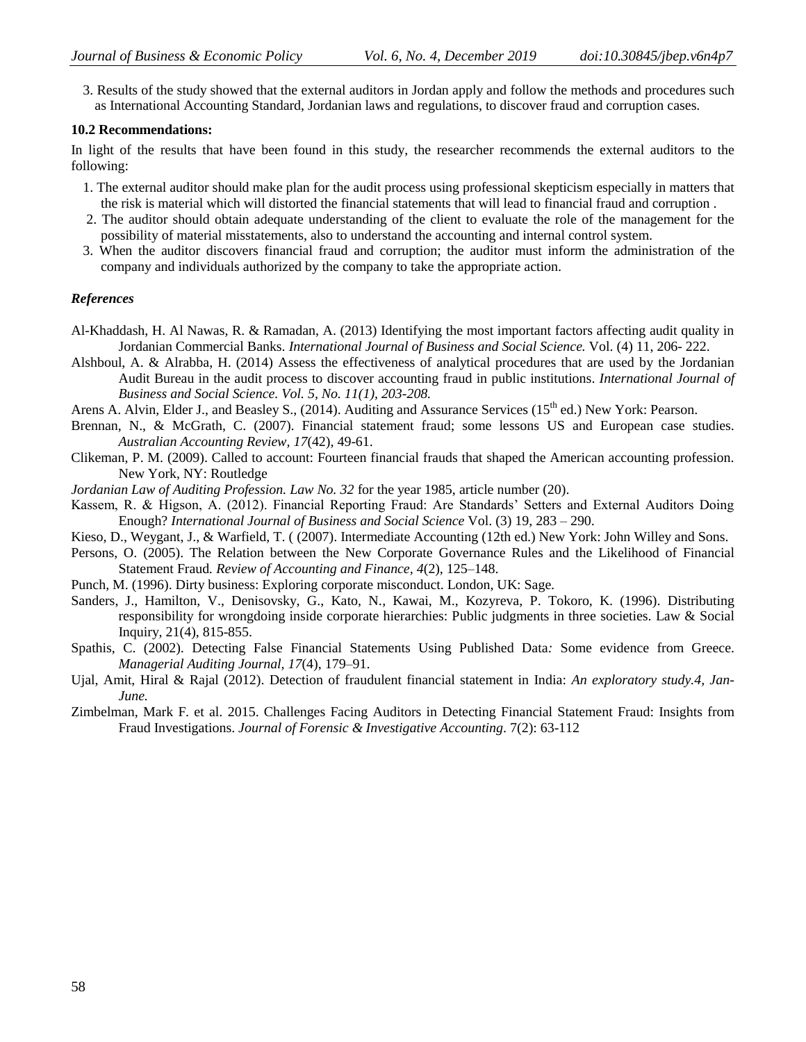3. Results of the study showed that the external auditors in Jordan apply and follow the methods and procedures such as International Accounting Standard, Jordanian laws and regulations, to discover fraud and corruption cases.

**10.2 Recommendations:**

In light of the results that have been found in this study, the researcher recommends the external auditors to the following:

1. The external auditor should make plan for the audit process using professional skepticism especially in matters that the risk is material which will distorted the financial statements that will lead to financial fraud and corruption .
2. The auditor should obtain adequate understanding of the client to evaluate the role of the management for the possibility of material misstatements, also to understand the accounting and internal control system.
3. When the auditor discovers financial fraud and corruption; the auditor must inform the administration of the company and individuals authorized by the company to take the appropriate action.

***References***

Al-Khaddash, H. Al Nawas, R. & Ramadan, A. (2013) Identifying the most important factors affecting audit quality in Jordanian Commercial Banks. *International Journal of Business and Social Science.* Vol. (4) 11, 206- 222.

Alshboul, A. & Alrabba, H. (2014) Assess the effectiveness of analytical procedures that are used by the Jordanian Audit Bureau in the audit process to discover accounting fraud in public institutions. *International Journal of Business and Social Science. Vol. 5, No. 11(1), 203-208.*

Arens A. Alvin, Elder J., and Beasley S., (2014). Auditing and Assurance Services (15th ed.) New York: Pearson.

Brennan, N., & McGrath, C. (2007). Financial statement fraud; some lessons US and European case studies. *Australian Accounting Review, 17*(42), 49-61.

Clikeman, P. M. (2009). Called to account: Fourteen financial frauds that shaped the American accounting profession. New York, NY: Routledge

*Jordanian Law of Auditing Profession. Law No. 32* for the year 1985, article number (20).

Kassem, R. & Higson, A. (2012). Financial Reporting Fraud: Are Standards' Setters and External Auditors Doing Enough? *International Journal of Business and Social Science* Vol. (3) 19, 283 – 290.

Kieso, D., Weygant, J., & Warfield, T. ( (2007). Intermediate Accounting (12th ed.) New York: John Willey and Sons.

Persons, O. (2005). The Relation between the New Corporate Governance Rules and the Likelihood of Financial Statement Fraud. *Review of Accounting and Finance, 4*(2), 125–148.

Punch, M. (1996). Dirty business: Exploring corporate misconduct. London, UK: Sage.

Sanders, J., Hamilton, V., Denisovsky, G., Kato, N., Kawai, M., Kozyreva, P. Tokoro, K. (1996). Distributing responsibility for wrongdoing inside corporate hierarchies: Public judgments in three societies. Law & Social Inquiry, 21(4), 815-855.

Spathis, C. (2002). Detecting False Financial Statements Using Published Data*:* Some evidence from Greece. *Managerial Auditing Journal, 17*(4), 179–91.

Ujal, Amit, Hiral & Rajal (2012). Detection of fraudulent financial statement in India: *An exploratory study.4, Jan-June.*

Zimbelman, Mark F. et al. 2015. Challenges Facing Auditors in Detecting Financial Statement Fraud: Insights from Fraud Investigations. *Journal of Forensic & Investigative Accounting*. 7(2): 63-112